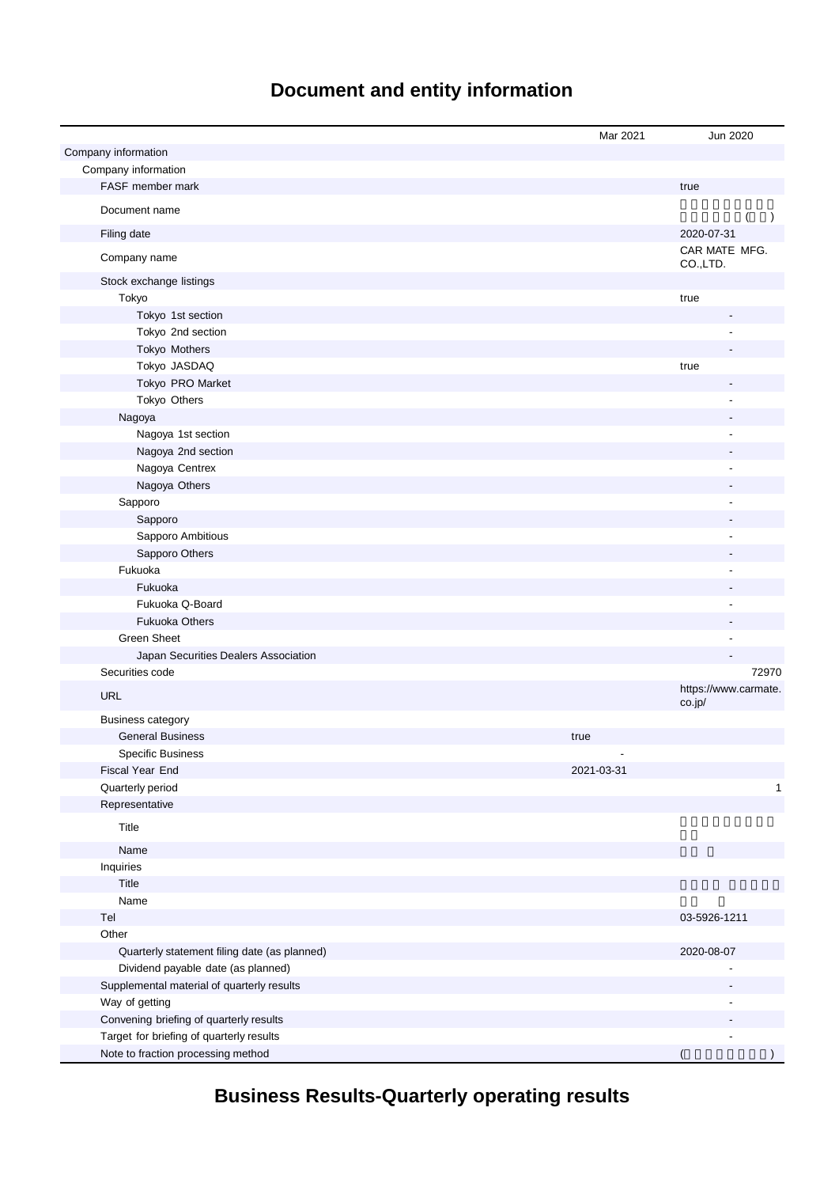# Document and entity information

| | Mar 2021 | Jun 2020 |
|---|---|---|
| Company information | | |
| Company information | | |
| FASF member mark | | true |
| Document name | | ( ) |
| Filing date | | 2020-07-31 |
| Company name | | CAR MATE MFG. CO.,LTD. |
| Stock exchange listings | | |
| Tokyo | | true |
| Tokyo 1st section | | - |
| Tokyo 2nd section | | - |
| Tokyo Mothers | | - |
| Tokyo JASDAQ | | true |
| Tokyo PRO Market | | - |
| Tokyo Others | | - |
| Nagoya | | - |
| Nagoya 1st section | | - |
| Nagoya 2nd section | | - |
| Nagoya Centrex | | - |
| Nagoya Others | | - |
| Sapporo | | - |
| Sapporo | | - |
| Sapporo Ambitious | | - |
| Sapporo Others | | - |
| Fukuoka | | - |
| Fukuoka | | - |
| Fukuoka Q-Board | | - |
| Fukuoka Others | | - |
| Green Sheet | | - |
| Japan Securities Dealers Association | | - |
| Securities code | | 72970 |
| URL | | https://www.carmate.co.jp/ |
| Business category | | |
| General Business | true | |
| Specific Business | - | |
| Fiscal Year End | 2021-03-31 | |
| Quarterly period | | 1 |
| Representative | | |
| Title | | |
| Name | | |
| Inquiries | | |
| Title | | |
| Name | | |
| Tel | | 03-5926-1211 |
| Other | | |
| Quarterly statement filing date (as planned) | | 2020-08-07 |
| Dividend payable date (as planned) | | - |
| Supplemental material of quarterly results | | - |
| Way of getting | | - |
| Convening briefing of quarterly results | | - |
| Target for briefing of quarterly results | | - |
| Note to fraction processing method | | ( ) |

# Business Results-Quarterly operating results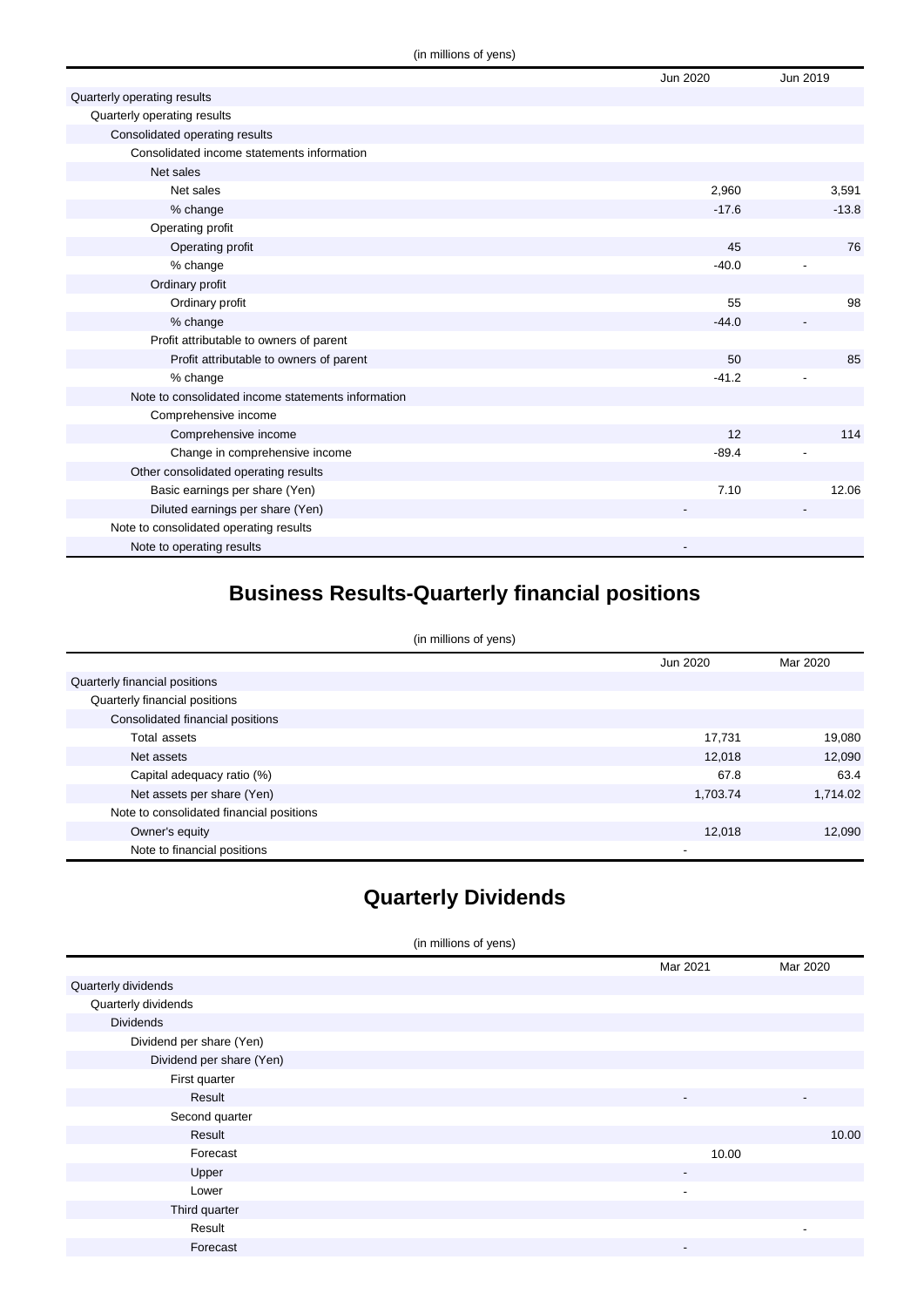(in millions of yens)

| | Jun 2020 | Jun 2019 |
|---|---|---|
| Quarterly operating results | | |
| Quarterly operating results | | |
| Consolidated operating results | | |
| Consolidated income statements information | | |
| Net sales | | |
| Net sales | 2,960 | 3,591 |
| % change | -17.6 | -13.8 |
| Operating profit | | |
| Operating profit | 45 | 76 |
| % change | -40.0 | - |
| Ordinary profit | | |
| Ordinary profit | 55 | 98 |
| % change | -44.0 | - |
| Profit attributable to owners of parent | | |
| Profit attributable to owners of parent | 50 | 85 |
| % change | -41.2 | - |
| Note to consolidated income statements information | | |
| Comprehensive income | | |
| Comprehensive income | 12 | 114 |
| Change in comprehensive income | -89.4 | - |
| Other consolidated operating results | | |
| Basic earnings per share (Yen) | 7.10 | 12.06 |
| Diluted earnings per share (Yen) | - | - |
| Note to consolidated operating results | | |
| Note to operating results | - | |

## Business Results-Quarterly financial positions

(in millions of yens)

| | Jun 2020 | Mar 2020 |
|---|---|---|
| Quarterly financial positions | | |
| Quarterly financial positions | | |
| Consolidated financial positions | | |
| Total assets | 17,731 | 19,080 |
| Net assets | 12,018 | 12,090 |
| Capital adequacy ratio (%) | 67.8 | 63.4 |
| Net assets per share (Yen) | 1,703.74 | 1,714.02 |
| Note to consolidated financial positions | | |
| Owner's equity | 12,018 | 12,090 |
| Note to financial positions | - | |

## Quarterly Dividends

(in millions of yens)

| | Mar 2021 | Mar 2020 |
|---|---|---|
| Quarterly dividends | | |
| Quarterly dividends | | |
| Dividends | | |
| Dividend per share (Yen) | | |
| Dividend per share (Yen) | | |
| First quarter | | |
| Result | - | - |
| Second quarter | | |
| Result | | 10.00 |
| Forecast | 10.00 | |
| Upper | - | |
| Lower | - | |
| Third quarter | | |
| Result | | - |
| Forecast | - | |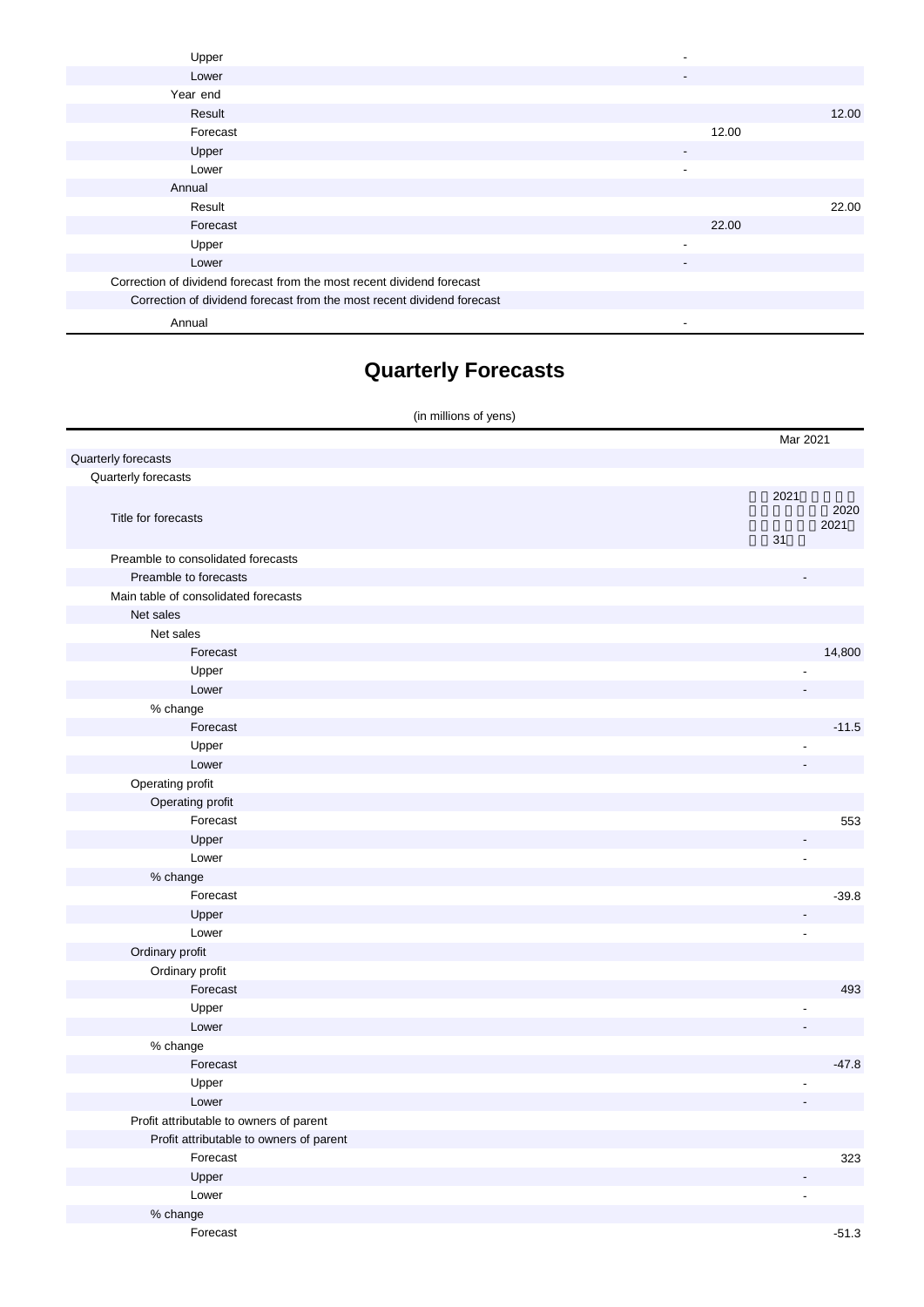| | | |
|---|---|---|
| Upper | - | |
| Lower | - | |
| Year end | | |
| Result | | 12.00 |
| Forecast | 12.00 | |
| Upper | - | |
| Lower | - | |
| Annual | | |
| Result | | 22.00 |
| Forecast | 22.00 | |
| Upper | - | |
| Lower | - | |
| Correction of dividend forecast from the most recent dividend forecast | | |
| Correction of dividend forecast from the most recent dividend forecast | | |
| Annual | - | |

# Quarterly Forecasts

(in millions of yens)

| | Mar 2021 |
|---|---|
| Quarterly forecasts | |
| Quarterly forecasts | |
| Title for forecasts | 2021 2020 2021 31 |
| Preamble to consolidated forecasts | |
| Preamble to forecasts | - |
| Main table of consolidated forecasts | |
| Net sales | |
| Net sales | |
| Forecast | 14,800 |
| Upper | - |
| Lower | - |
| % change | |
| Forecast | -11.5 |
| Upper | - |
| Lower | - |
| Operating profit | |
| Operating profit | |
| Forecast | 553 |
| Upper | - |
| Lower | - |
| % change | |
| Forecast | -39.8 |
| Upper | - |
| Lower | - |
| Ordinary profit | |
| Ordinary profit | |
| Forecast | 493 |
| Upper | - |
| Lower | - |
| % change | |
| Forecast | -47.8 |
| Upper | - |
| Lower | - |
| Profit attributable to owners of parent | |
| Profit attributable to owners of parent | |
| Forecast | 323 |
| Upper | - |
| Lower | - |
| % change | |
| Forecast | -51.3 |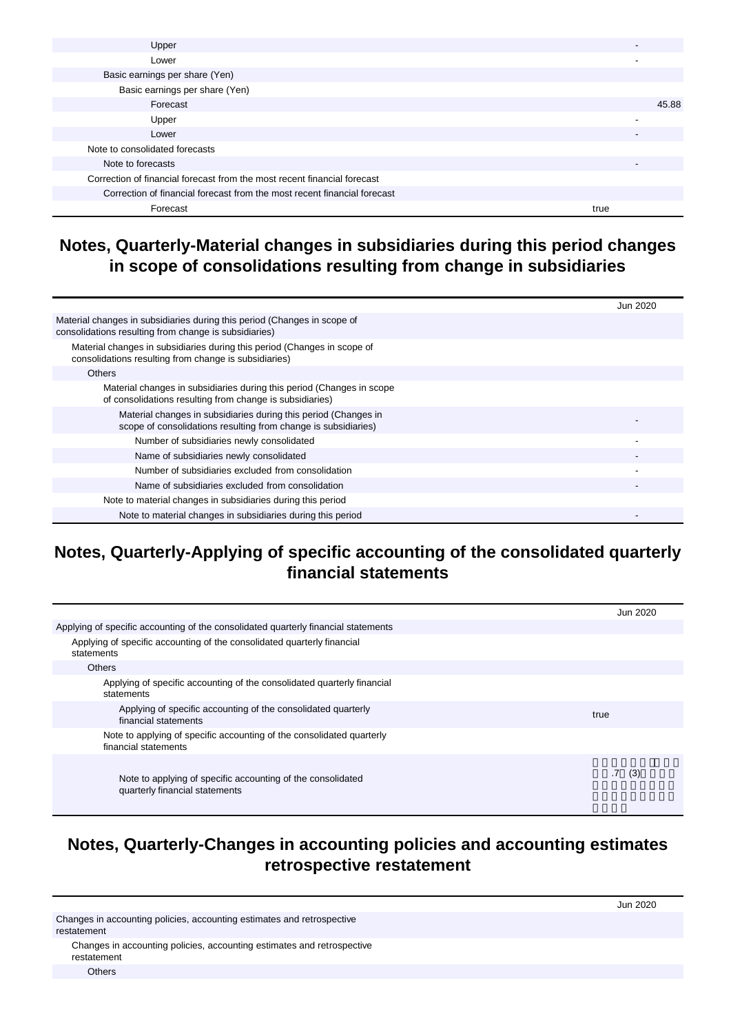| | |
|---|---|
| Upper | - |
| Lower | - |
| Basic earnings per share (Yen) | |
| Basic earnings per share (Yen) | |
| Forecast | 45.88 |
| Upper | - |
| Lower | - |
| Note to consolidated forecasts | |
| Note to forecasts | - |
| Correction of financial forecast from the most recent financial forecast | |
| Correction of financial forecast from the most recent financial forecast | |
| Forecast | true |

## Notes, Quarterly-Material changes in subsidiaries during this period changes in scope of consolidations resulting from change in subsidiaries

| | Jun 2020 |
|---|---|
| Material changes in subsidiaries during this period (Changes in scope of consolidations resulting from change is subsidiaries) | |
| Material changes in subsidiaries during this period (Changes in scope of consolidations resulting from change is subsidiaries) | |
| Others | |
| Material changes in subsidiaries during this period (Changes in scope of consolidations resulting from change is subsidiaries) | |
| Material changes in subsidiaries during this period (Changes in scope of consolidations resulting from change is subsidiaries) | - |
| Number of subsidiaries newly consolidated | - |
| Name of subsidiaries newly consolidated | - |
| Number of subsidiaries excluded from consolidation | - |
| Name of subsidiaries excluded from consolidation | - |
| Note to material changes in subsidiaries during this period | |
| Note to material changes in subsidiaries during this period | - |

## Notes, Quarterly-Applying of specific accounting of the consolidated quarterly financial statements

| | Jun 2020 |
|---|---|
| Applying of specific accounting of the consolidated quarterly financial statements | |
| Applying of specific accounting of the consolidated quarterly financial statements | |
| Others | |
| Applying of specific accounting of the consolidated quarterly financial statements | |
| Applying of specific accounting of the consolidated quarterly financial statements | true |
| Note to applying of specific accounting of the consolidated quarterly financial statements | |
| Note to applying of specific accounting of the consolidated quarterly financial statements | .7 (3) |

## Notes, Quarterly-Changes in accounting policies and accounting estimates retrospective restatement

| | Jun 2020 |
|---|---|
| Changes in accounting policies, accounting estimates and retrospective restatement | |
| Changes in accounting policies, accounting estimates and retrospective restatement | |
| Others | |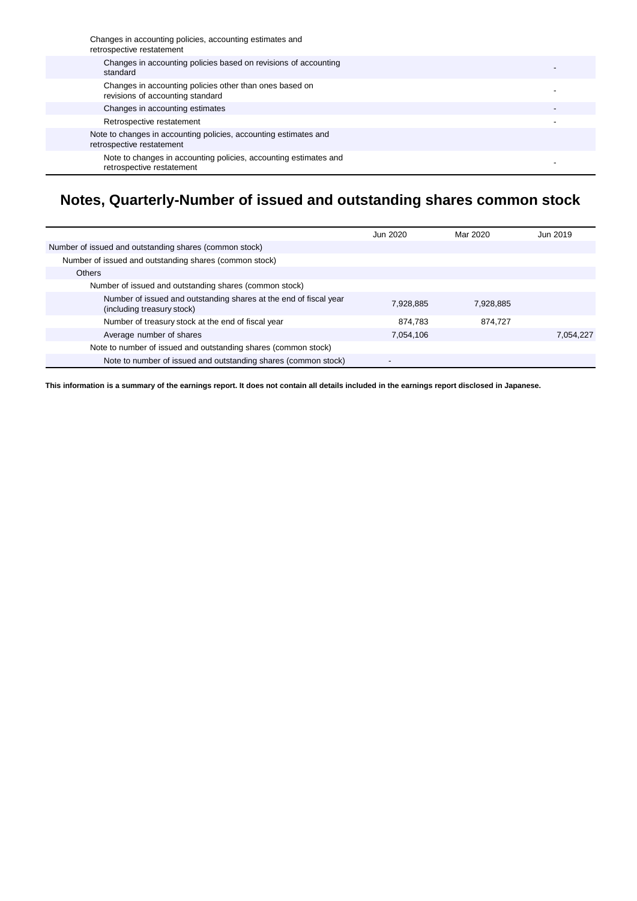| | |
|---|---|
| Changes in accounting policies, accounting estimates and retrospective restatement | |
| Changes in accounting policies based on revisions of accounting standard | - |
| Changes in accounting policies other than ones based on revisions of accounting standard | - |
| Changes in accounting estimates | - |
| Retrospective restatement | - |
| Note to changes in accounting policies, accounting estimates and retrospective restatement | |
| Note to changes in accounting policies, accounting estimates and retrospective restatement | - |

## Notes, Quarterly-Number of issued and outstanding shares common stock

| | Jun 2020 | Mar 2020 | Jun 2019 |
|---|---|---|---|
| Number of issued and outstanding shares (common stock) | | | |
| Number of issued and outstanding shares (common stock) | | | |
| Others | | | |
| Number of issued and outstanding shares (common stock) | | | |
| Number of issued and outstanding shares at the end of fiscal year (including treasury stock) | 7,928,885 | 7,928,885 | |
| Number of treasury stock at the end of fiscal year | 874,783 | 874,727 | |
| Average number of shares | 7,054,106 | | 7,054,227 |
| Note to number of issued and outstanding shares (common stock) | | | |
| Note to number of issued and outstanding shares (common stock) | - | | |

**This information is a summary of the earnings report. It does not contain all details included in the earnings report disclosed in Japanese.**